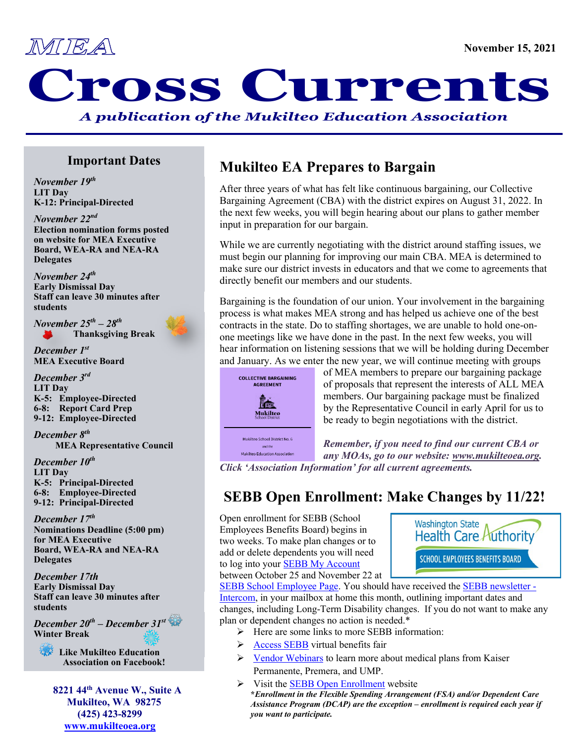MEA

November 15, 2021

# Cross Currents

*A publication of the Mukilteo Education Association*

## Important Dates

*November 19th*
**LIT Day**
**K-12: Principal-Directed**

*November 22nd*
**Election nomination forms posted on website for MEA Executive Board, WEA-RA and NEA-RA Delegates**

*November 24th*
**Early Dismissal Day**
**Staff can leave 30 minutes after students**

*November 25th – 28th*
**Thanksgiving Break**

*December 1st*
**MEA Executive Board**

*December 3rd*
**LIT Day**
**K-5: Employee-Directed**
**6-8: Report Card Prep**
**9-12: Employee-Directed**

*December 8th*
**MEA Representative Council**

*December 10th*
**LIT Day**
**K-5: Principal-Directed**
**6-8: Employee-Directed**
**9-12: Principal-Directed**

*December 17th*
**Nominations Deadline (5:00 pm) for MEA Executive Board, WEA-RA and NEA-RA Delegates**

*December 17th*
**Early Dismissal Day**
**Staff can leave 30 minutes after students**

*December 20th – December 31st*
**Winter Break**

**Like Mukilteo Education Association on Facebook!**

**8221 44th Avenue W., Suite A**
**Mukilteo, WA 98275**
**(425) 423-8299**
**www.mukilteoea.org**

## Mukilteo EA Prepares to Bargain

After three years of what has felt like continuous bargaining, our Collective Bargaining Agreement (CBA) with the district expires on August 31, 2022. In the next few weeks, you will begin hearing about our plans to gather member input in preparation for our bargain.

While we are currently negotiating with the district around staffing issues, we must begin our planning for improving our main CBA. MEA is determined to make sure our district invests in educators and that we come to agreements that directly benefit our members and our students.

Bargaining is the foundation of our union. Your involvement in the bargaining process is what makes MEA strong and has helped us achieve one of the best contracts in the state. Do to staffing shortages, we are unable to hold one-on-one meetings like we have done in the past. In the next few weeks, you will hear information on listening sessions that we will be holding during December and January. As we enter the new year, we will continue meeting with groups of MEA members to prepare our bargaining package of proposals that represent the interests of ALL MEA members. Our bargaining package must be finalized by the Representative Council in early April for us to be ready to begin negotiations with the district.

COLLECTIVE BARGAINING AGREEMENT

Mukilteo School District

Mukilteo School District No. 6 and the Mukilteo Education Association

***Remember, if you need to find our current CBA or any MOAs, go to our website: www.mukilteoea.org. Click 'Association Information' for all current agreements.***

## SEBB Open Enrollment: Make Changes by 11/22!

Washington State Health Care Authority
SCHOOL EMPLOYEES BENEFITS BOARD

Open enrollment for SEBB (School Employees Benefits Board) begins in two weeks. To make plan changes or to add or delete dependents you will need to log into your SEBB My Account between October 25 and November 22 at SEBB School Employee Page. You should have received the SEBB newsletter - Intercom, in your mailbox at home this month, outlining important dates and changes, including Long-Term Disability changes. If you do not want to make any plan or dependent changes no action is needed.*

- Here are some links to more SEBB information:
- Access SEBB virtual benefits fair
- Vendor Webinars to learn more about medical plans from Kaiser Permanente, Premera, and UMP.
- Visit the SEBB Open Enrollment website

***Enrollment in the Flexible Spending Arrangement (FSA) and/or Dependent Care Assistance Program (DCAP) are the exception – enrollment is required each year if you want to participate.***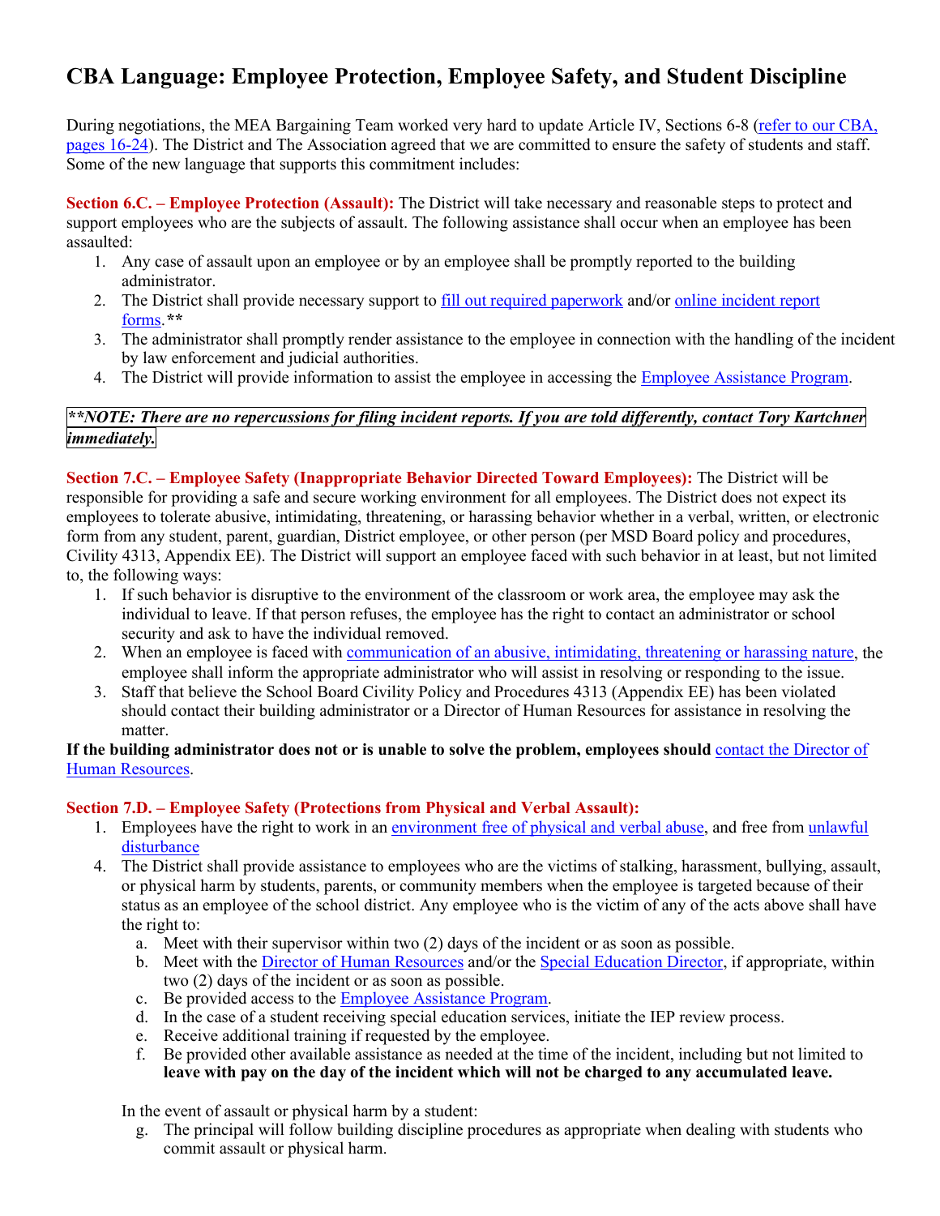# CBA Language: Employee Protection, Employee Safety, and Student Discipline

During negotiations, the MEA Bargaining Team worked very hard to update Article IV, Sections 6-8 (refer to our CBA, pages 16-24). The District and The Association agreed that we are committed to ensure the safety of students and staff. Some of the new language that supports this commitment includes:

**Section 6.C. – Employee Protection (Assault):** The District will take necessary and reasonable steps to protect and support employees who are the subjects of assault. The following assistance shall occur when an employee has been assaulted:

1. Any case of assault upon an employee or by an employee shall be promptly reported to the building administrator.
2. The District shall provide necessary support to fill out required paperwork and/or online incident report forms.**
3. The administrator shall promptly render assistance to the employee in connection with the handling of the incident by law enforcement and judicial authorities.
4. The District will provide information to assist the employee in accessing the Employee Assistance Program.

***\*\*NOTE: There are no repercussions for filing incident reports. If you are told differently, contact Tory Kartchner immediately.***

**Section 7.C. – Employee Safety (Inappropriate Behavior Directed Toward Employees):** The District will be responsible for providing a safe and secure working environment for all employees. The District does not expect its employees to tolerate abusive, intimidating, threatening, or harassing behavior whether in a verbal, written, or electronic form from any student, parent, guardian, District employee, or other person (per MSD Board policy and procedures, Civility 4313, Appendix EE). The District will support an employee faced with such behavior in at least, but not limited to, the following ways:

1. If such behavior is disruptive to the environment of the classroom or work area, the employee may ask the individual to leave. If that person refuses, the employee has the right to contact an administrator or school security and ask to have the individual removed.
2. When an employee is faced with communication of an abusive, intimidating, threatening or harassing nature, the employee shall inform the appropriate administrator who will assist in resolving or responding to the issue.
3. Staff that believe the School Board Civility Policy and Procedures 4313 (Appendix EE) has been violated should contact their building administrator or a Director of Human Resources for assistance in resolving the matter.

**If the building administrator does not or is unable to solve the problem, employees should** contact the Director of Human Resources.

**Section 7.D. – Employee Safety (Protections from Physical and Verbal Assault):**

1. Employees have the right to work in an environment free of physical and verbal abuse, and free from unlawful disturbance
4. The District shall provide assistance to employees who are the victims of stalking, harassment, bullying, assault, or physical harm by students, parents, or community members when the employee is targeted because of their status as an employee of the school district. Any employee who is the victim of any of the acts above shall have the right to:
   a. Meet with their supervisor within two (2) days of the incident or as soon as possible.
   b. Meet with the Director of Human Resources and/or the Special Education Director, if appropriate, within two (2) days of the incident or as soon as possible.
   c. Be provided access to the Employee Assistance Program.
   d. In the case of a student receiving special education services, initiate the IEP review process.
   e. Receive additional training if requested by the employee.
   f. Be provided other available assistance as needed at the time of the incident, including but not limited to **leave with pay on the day of the incident which will not be charged to any accumulated leave.**

   In the event of assault or physical harm by a student:

   g. The principal will follow building discipline procedures as appropriate when dealing with students who commit assault or physical harm.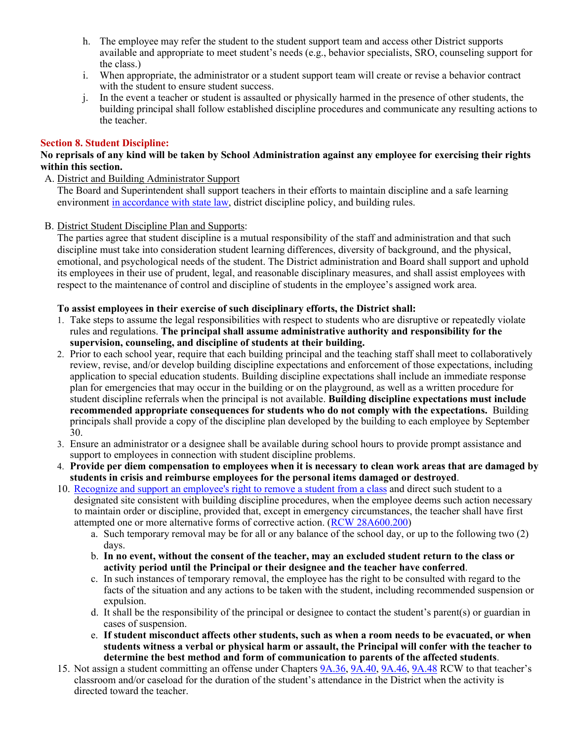h. The employee may refer the student to the student support team and access other District supports available and appropriate to meet student's needs (e.g., behavior specialists, SRO, counseling support for the class.)

i. When appropriate, the administrator or a student support team will create or revise a behavior contract with the student to ensure student success.

j. In the event a teacher or student is assaulted or physically harmed in the presence of other students, the building principal shall follow established discipline procedures and communicate any resulting actions to the teacher.

## Section 8. Student Discipline:

**No reprisals of any kind will be taken by School Administration against any employee for exercising their rights within this section.**

A. District and Building Administrator Support

The Board and Superintendent shall support teachers in their efforts to maintain discipline and a safe learning environment in accordance with state law, district discipline policy, and building rules.

B. District Student Discipline Plan and Supports:

The parties agree that student discipline is a mutual responsibility of the staff and administration and that such discipline must take into consideration student learning differences, diversity of background, and the physical, emotional, and psychological needs of the student. The District administration and Board shall support and uphold its employees in their use of prudent, legal, and reasonable disciplinary measures, and shall assist employees with respect to the maintenance of control and discipline of students in the employee's assigned work area.

**To assist employees in their exercise of such disciplinary efforts, the District shall:**

1. Take steps to assume the legal responsibilities with respect to students who are disruptive or repeatedly violate rules and regulations. **The principal shall assume administrative authority and responsibility for the supervision, counseling, and discipline of students at their building.**
2. Prior to each school year, require that each building principal and the teaching staff shall meet to collaboratively review, revise, and/or develop building discipline expectations and enforcement of those expectations, including application to special education students. Building discipline expectations shall include an immediate response plan for emergencies that may occur in the building or on the playground, as well as a written procedure for student discipline referrals when the principal is not available. **Building discipline expectations must include recommended appropriate consequences for students who do not comply with the expectations.** Building principals shall provide a copy of the discipline plan developed by the building to each employee by September 30.
3. Ensure an administrator or a designee shall be available during school hours to provide prompt assistance and support to employees in connection with student discipline problems.
4. **Provide per diem compensation to employees when it is necessary to clean work areas that are damaged by students in crisis and reimburse employees for the personal items damaged or destroyed**.

10. Recognize and support an employee's right to remove a student from a class and direct such student to a designated site consistent with building discipline procedures, when the employee deems such action necessary to maintain order or discipline, provided that, except in emergency circumstances, the teacher shall have first attempted one or more alternative forms of corrective action. (RCW 28A600.200)
    a. Such temporary removal may be for all or any balance of the school day, or up to the following two (2) days.
    b. **In no event, without the consent of the teacher, may an excluded student return to the class or activity period until the Principal or their designee and the teacher have conferred**.
    c. In such instances of temporary removal, the employee has the right to be consulted with regard to the facts of the situation and any actions to be taken with the student, including recommended suspension or expulsion.
    d. It shall be the responsibility of the principal or designee to contact the student's parent(s) or guardian in cases of suspension.
    e. **If student misconduct affects other students, such as when a room needs to be evacuated, or when students witness a verbal or physical harm or assault, the Principal will confer with the teacher to determine the best method and form of communication to parents of the affected students**.

15. Not assign a student committing an offense under Chapters 9A.36, 9A.40, 9A.46, 9A.48 RCW to that teacher's classroom and/or caseload for the duration of the student's attendance in the District when the activity is directed toward the teacher.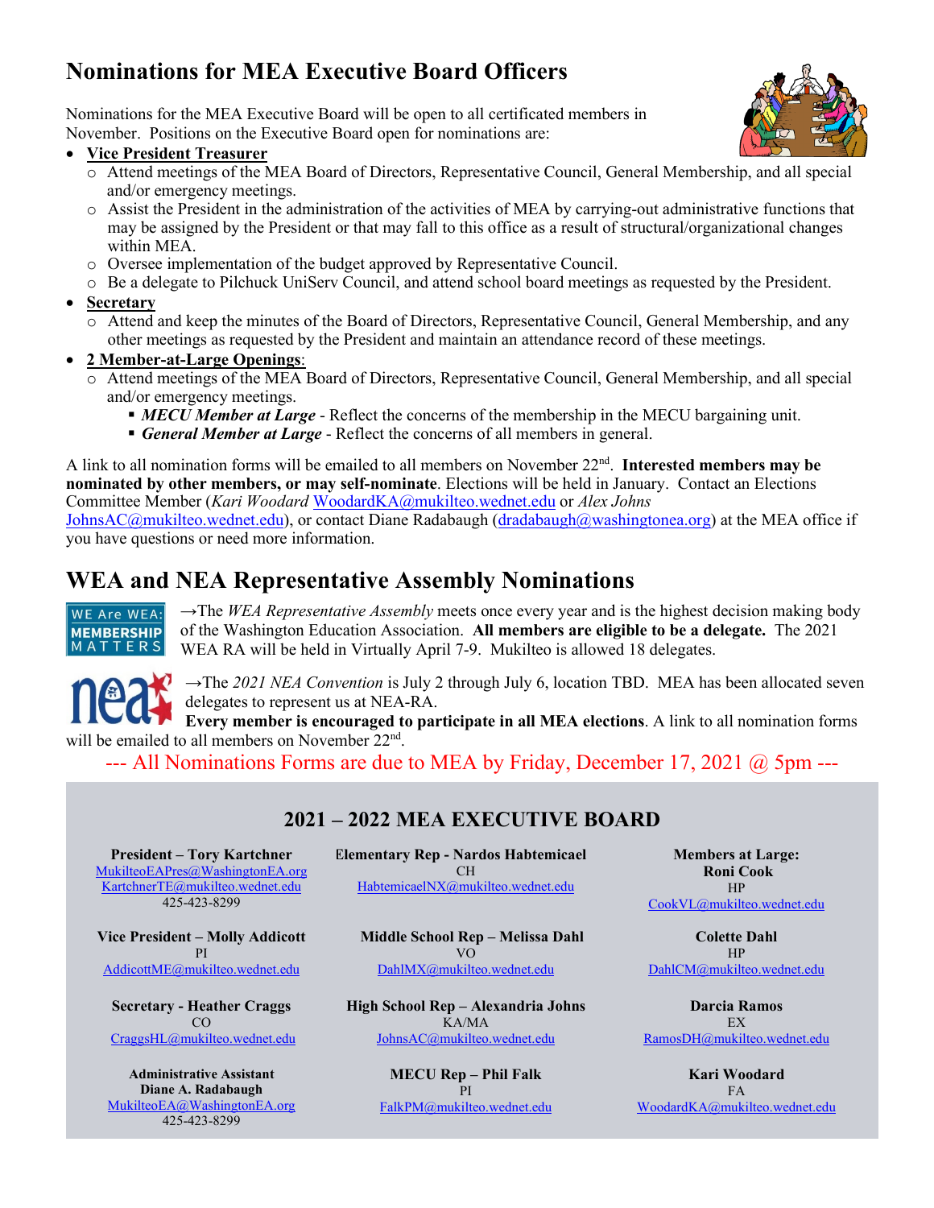## Nominations for MEA Executive Board Officers

Nominations for the MEA Executive Board will be open to all certificated members in November. Positions on the Executive Board open for nominations are:

- **Vice President Treasurer**
  - Attend meetings of the MEA Board of Directors, Representative Council, General Membership, and all special and/or emergency meetings.
  - Assist the President in the administration of the activities of MEA by carrying-out administrative functions that may be assigned by the President or that may fall to this office as a result of structural/organizational changes within MEA.
  - Oversee implementation of the budget approved by Representative Council.
  - Be a delegate to Pilchuck UniServ Council, and attend school board meetings as requested by the President.
- **Secretary**
  - Attend and keep the minutes of the Board of Directors, Representative Council, General Membership, and any other meetings as requested by the President and maintain an attendance record of these meetings.
- **2 Member-at-Large Openings**:
  - Attend meetings of the MEA Board of Directors, Representative Council, General Membership, and all special and/or emergency meetings.
    - ***MECU Member at Large*** - Reflect the concerns of the membership in the MECU bargaining unit.
    - ***General Member at Large*** - Reflect the concerns of all members in general.

A link to all nomination forms will be emailed to all members on November 22nd. **Interested members may be nominated by other members, or may self-nominate**. Elections will be held in January. Contact an Elections Committee Member (*Kari Woodard* WoodardKA@mukilteo.wednet.edu or *Alex Johns* JohnsAC@mukilteo.wednet.edu), or contact Diane Radabaugh (dradabaugh@washingtonea.org) at the MEA office if you have questions or need more information.

## WEA and NEA Representative Assembly Nominations

→The *WEA Representative Assembly* meets once every year and is the highest decision making body of the Washington Education Association. **All members are eligible to be a delegate.** The 2021 WEA RA will be held in Virtually April 7-9. Mukilteo is allowed 18 delegates.

→The *2021 NEA Convention* is July 2 through July 6, location TBD. MEA has been allocated seven delegates to represent us at NEA-RA.

**Every member is encouraged to participate in all MEA elections**. A link to all nomination forms will be emailed to all members on November 22nd.

--- All Nominations Forms are due to MEA by Friday, December 17, 2021 @ 5pm ---

## 2021 – 2022 MEA EXECUTIVE BOARD

**President – Tory Kartchner**
MukilteoEAPres@WashingtonEA.org
KartchnerTE@mukilteo.wednet.edu
425-423-8299

**Vice President – Molly Addicott**
PI
AddicottME@mukilteo.wednet.edu

**Secretary - Heather Craggs**
CO
CraggsHL@mukilteo.wednet.edu

**Administrative Assistant**
**Diane A. Radabaugh**
MukilteoEA@WashingtonEA.org
425-423-8299

**Elementary Rep - Nardos Habtemicael**
CH
HabtemicaelNX@mukilteo.wednet.edu

**Middle School Rep – Melissa Dahl**
VO
DahlMX@mukilteo.wednet.edu

**High School Rep – Alexandria Johns**
KA/MA
JohnsAC@mukilteo.wednet.edu

**MECU Rep – Phil Falk**
PI
FalkPM@mukilteo.wednet.edu

**Members at Large:**

**Roni Cook**
HP
CookVL@mukilteo.wednet.edu

**Colette Dahl**
HP
DahlCM@mukilteo.wednet.edu

**Darcia Ramos**
EX
RamosDH@mukilteo.wednet.edu

**Kari Woodard**
FA
WoodardKA@mukilteo.wednet.edu